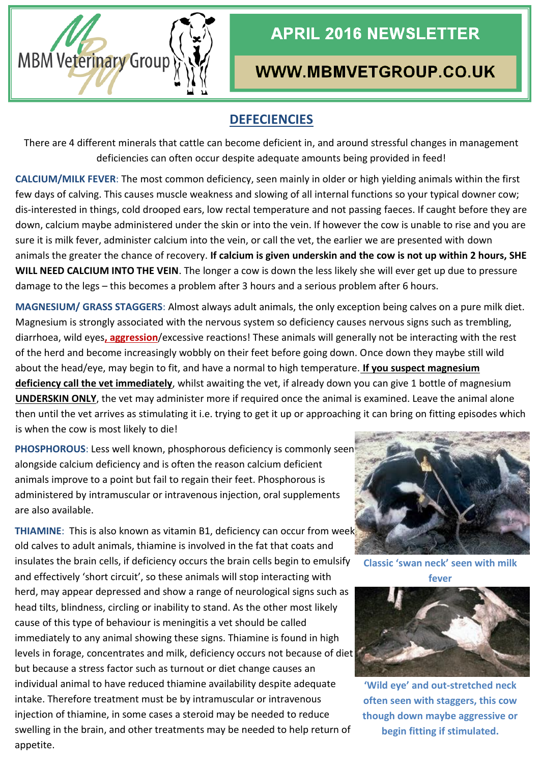MBM Veterinary Group

# APRIL 2016 NEWSLETTER

WWW.MBMVETGROUP.CO.UK

## DEFECIENCIES

There are 4 different minerals that cattle can become deficient in, and around stressful changes in management deficiencies can often occur despite adequate amounts being provided in feed!

**CALCIUM/MILK FEVER**: The most common deficiency, seen mainly in older or high yielding animals within the first few days of calving. This causes muscle weakness and slowing of all internal functions so your typical downer cow; dis-interested in things, cold drooped ears, low rectal temperature and not passing faeces. If caught before they are down, calcium maybe administered under the skin or into the vein. If however the cow is unable to rise and you are sure it is milk fever, administer calcium into the vein, or call the vet, the earlier we are presented with down animals the greater the chance of recovery. **If calcium is given underskin and the cow is not up within 2 hours, SHE WILL NEED CALCIUM INTO THE VEIN**. The longer a cow is down the less likely she will ever get up due to pressure damage to the legs – this becomes a problem after 3 hours and a serious problem after 6 hours.

**MAGNESIUM/ GRASS STAGGERS**: Almost always adult animals, the only exception being calves on a pure milk diet. Magnesium is strongly associated with the nervous system so deficiency causes nervous signs such as trembling, diarrhoea, wild eyes**, aggression**/excessive reactions! These animals will generally not be interacting with the rest of the herd and become increasingly wobbly on their feet before going down. Once down they maybe still wild about the head/eye, may begin to fit, and have a normal to high temperature. **If you suspect magnesium deficiency call the vet immediately**, whilst awaiting the vet, if already down you can give 1 bottle of magnesium **UNDERSKIN ONLY**, the vet may administer more if required once the animal is examined. Leave the animal alone then until the vet arrives as stimulating it i.e. trying to get it up or approaching it can bring on fitting episodes which is when the cow is most likely to die!

**PHOSPHOROUS**: Less well known, phosphorous deficiency is commonly seen alongside calcium deficiency and is often the reason calcium deficient animals improve to a point but fail to regain their feet. Phosphorous is administered by intramuscular or intravenous injection, oral supplements are also available.

**THIAMINE**: This is also known as vitamin B1, deficiency can occur from week old calves to adult animals, thiamine is involved in the fat that coats and insulates the brain cells, if deficiency occurs the brain cells begin to emulsify and effectively 'short circuit', so these animals will stop interacting with herd, may appear depressed and show a range of neurological signs such as head tilts, blindness, circling or inability to stand. As the other most likely cause of this type of behaviour is meningitis a vet should be called immediately to any animal showing these signs. Thiamine is found in high levels in forage, concentrates and milk, deficiency occurs not because of diet but because a stress factor such as turnout or diet change causes an individual animal to have reduced thiamine availability despite adequate intake. Therefore treatment must be by intramuscular or intravenous injection of thiamine, in some cases a steroid may be needed to reduce swelling in the brain, and other treatments may be needed to help return of appetite.

**Classic 'swan neck' seen with milk fever**

**'Wild eye' and out-stretched neck often seen with staggers, this cow though down maybe aggressive or begin fitting if stimulated.**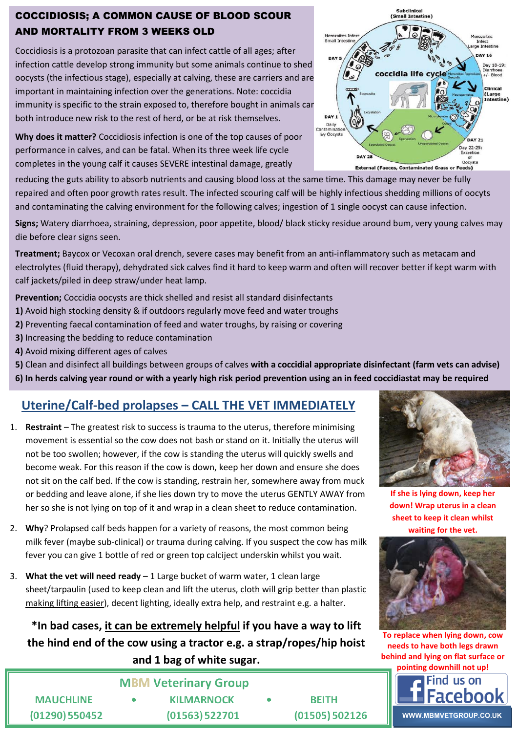## COCCIDIOSIS; A COMMON CAUSE OF BLOOD SCOUR AND MORTALITY FROM 3 WEEKS OLD

Coccidiosis is a protozoan parasite that can infect cattle of all ages; after infection cattle develop strong immunity but some animals continue to shed oocysts (the infectious stage), especially at calving, these are carriers and are important in maintaining infection over the generations. Note: coccidia immunity is specific to the strain exposed to, therefore bought in animals can both introduce new risk to the rest of herd, or be at risk themselves.

Subclinical (Small Intestine)
Merozoites Infect Small Intestine
Merozoites Infect Large Intestine
DAY 5
DAY 16
coccidia life cycle
Merozoites Reproduce Sexually
Day 18-19: Diarrhoea +/- Blood
Sporozoite
Macrogametes
Clinical (Large Intestine)
Excystation
Microgametes
DAY 1
Daily Contamination by Oocysts
Oocyst
Sporulated Oocyst
Sporulation
Unsporulated Oocyst
DAY 21
Day 22-25: Excretion of Oocysts
DAY 28
External (Faeces, Contaminated Grass or Feeds)

**Why does it matter?** Coccidiosis infection is one of the top causes of poor performance in calves, and can be fatal. When its three week life cycle completes in the young calf it causes SEVERE intestinal damage, greatly reducing the guts ability to absorb nutrients and causing blood loss at the same time. This damage may never be fully repaired and often poor growth rates result. The infected scouring calf will be highly infectious shedding millions of oocyts and contaminating the calving environment for the following calves; ingestion of 1 single oocyst can cause infection.

**Signs;** Watery diarrhoea, straining, depression, poor appetite, blood/ black sticky residue around bum, very young calves may die before clear signs seen.

**Treatment;** Baycox or Vecoxan oral drench, severe cases may benefit from an anti-inflammatory such as metacam and electrolytes (fluid therapy), dehydrated sick calves find it hard to keep warm and often will recover better if kept warm with calf jackets/piled in deep straw/under heat lamp.

**Prevention;** Coccidia oocysts are thick shelled and resist all standard disinfectants

**1)** Avoid high stocking density & if outdoors regularly move feed and water troughs
**2)** Preventing faecal contamination of feed and water troughs, by raising or covering
**3)** Increasing the bedding to reduce contamination
**4)** Avoid mixing different ages of calves
**5)** Clean and disinfect all buildings between groups of calves **with a coccidial appropriate disinfectant (farm vets can advise)**
**6) In herds calving year round or with a yearly high risk period prevention using an in feed coccidiastat may be required**

## Uterine/Calf-bed prolapses – CALL THE VET IMMEDIATELY

1. **Restraint** – The greatest risk to success is trauma to the uterus, therefore minimising movement is essential so the cow does not bash or stand on it. Initially the uterus will not be too swollen; however, if the cow is standing the uterus will quickly swells and become weak. For this reason if the cow is down, keep her down and ensure she does not sit on the calf bed. If the cow is standing, restrain her, somewhere away from muck or bedding and leave alone, if she lies down try to move the uterus GENTLY AWAY from her so she is not lying on top of it and wrap in a clean sheet to reduce contamination.

2. **Why**? Prolapsed calf beds happen for a variety of reasons, the most common being milk fever (maybe sub-clinical) or trauma during calving. If you suspect the cow has milk fever you can give 1 bottle of red or green top calciject underskin whilst you wait.

3. **What the vet will need ready** – 1 Large bucket of warm water, 1 clean large sheet/tarpaulin (used to keep clean and lift the uterus, cloth will grip better than plastic making lifting easier), decent lighting, ideally extra help, and restraint e.g. a halter.

**\*In bad cases, it can be extremely helpful if you have a way to lift the hind end of the cow using a tractor e.g. a strap/ropes/hip hoist and 1 bag of white sugar.**

**If she is lying down, keep her down! Wrap uterus in a clean sheet to keep it clean whilst waiting for the vet.**

**To replace when lying down, cow needs to have both legs drawn behind and lying on flat surface or pointing downhill not up!**

MBM Veterinary Group

MAUCHLINE (01290) 550452 • KILMARNOCK (01563) 522701 • BEITH (01505) 502126

Find us on Facebook

WWW.MBMVETGROUP.CO.UK